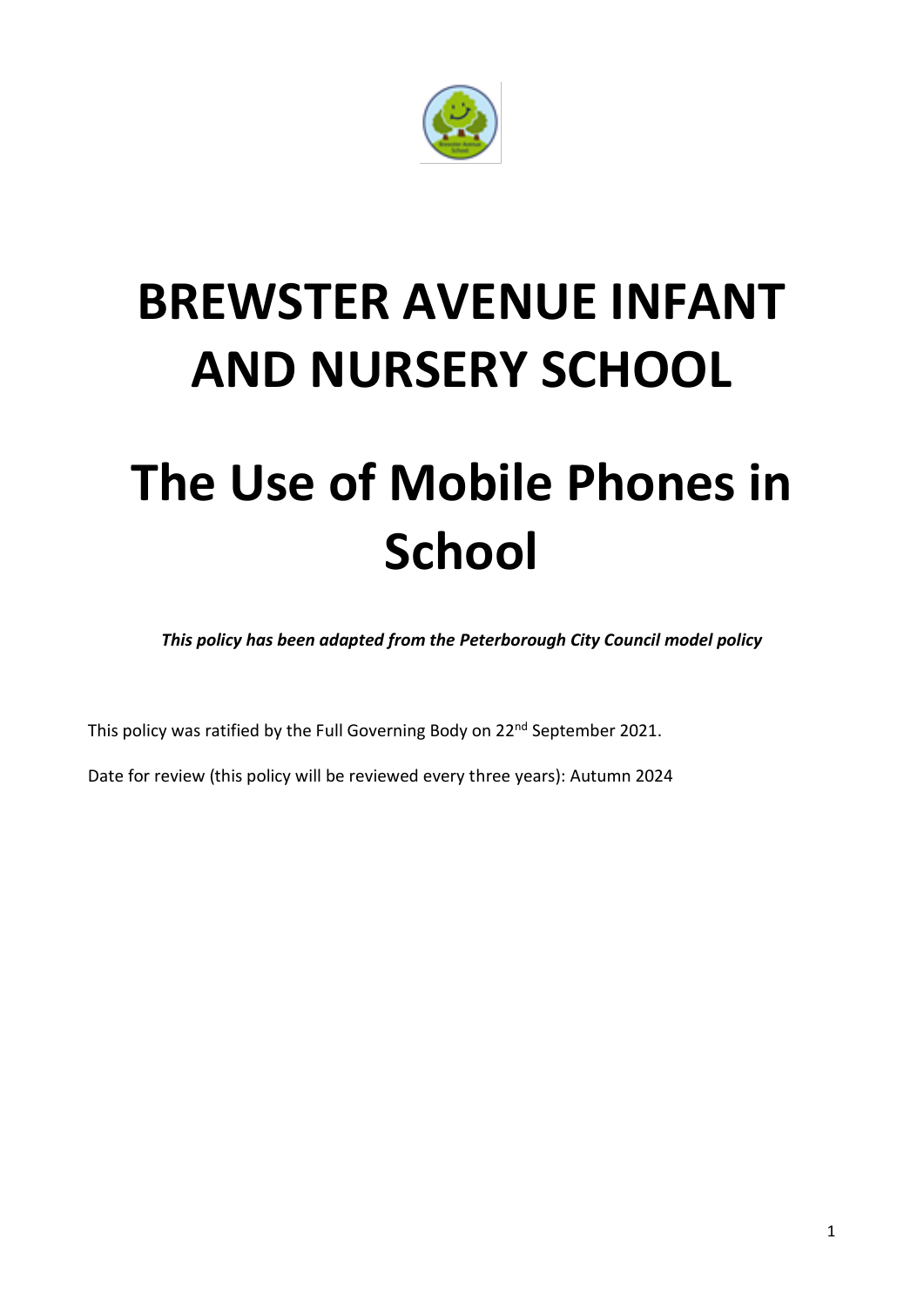# BREWSTER AVENUE INFANT AND NURSERY SCHOOL

# The Use of Mobile Phones in School

***This policy has been adapted from the Peterborough City Council model policy***

This policy was ratified by the Full Governing Body on 22nd September 2021.

Date for review (this policy will be reviewed every three years): Autumn 2024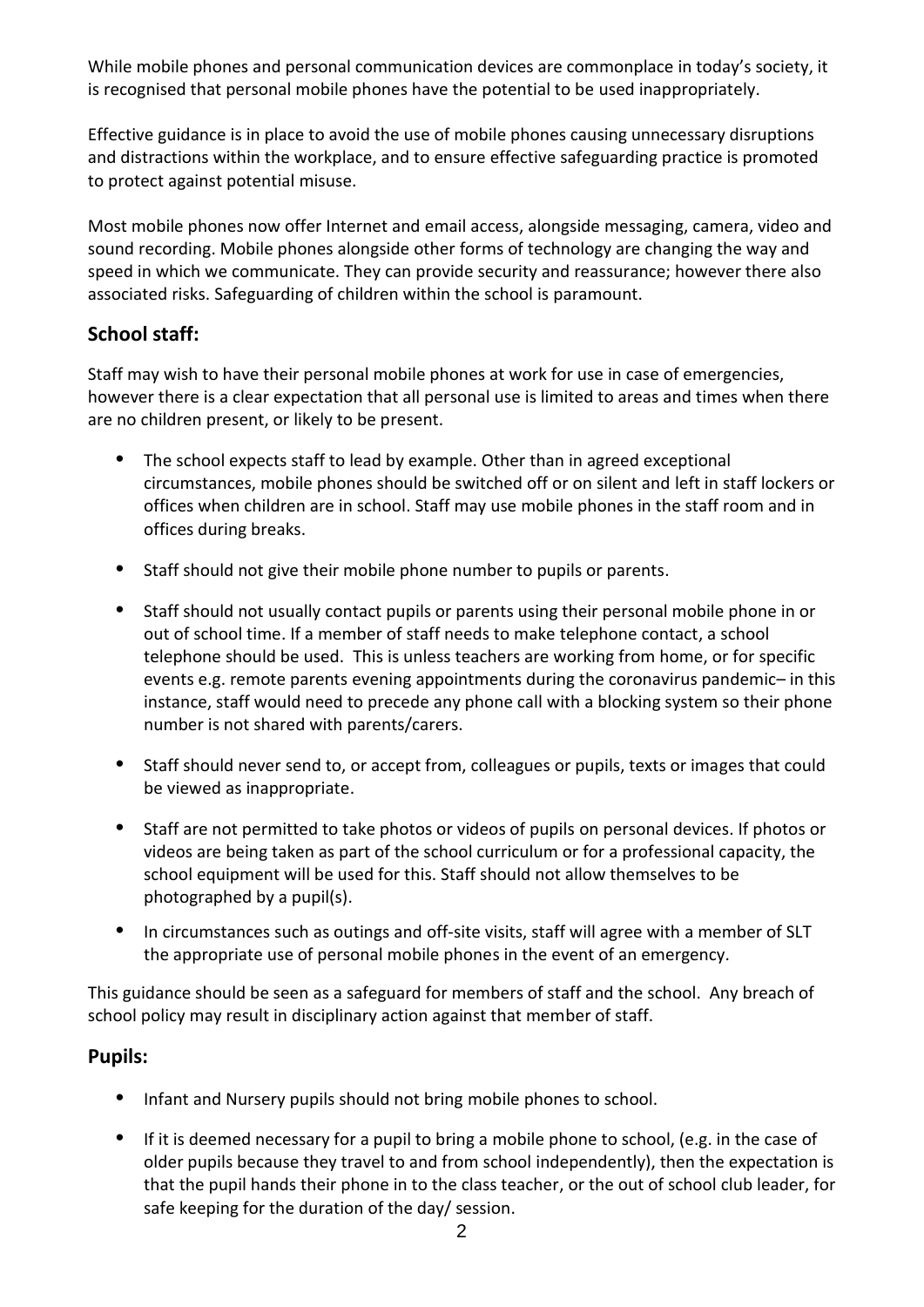While mobile phones and personal communication devices are commonplace in today's society, it is recognised that personal mobile phones have the potential to be used inappropriately.

Effective guidance is in place to avoid the use of mobile phones causing unnecessary disruptions and distractions within the workplace, and to ensure effective safeguarding practice is promoted to protect against potential misuse.

Most mobile phones now offer Internet and email access, alongside messaging, camera, video and sound recording. Mobile phones alongside other forms of technology are changing the way and speed in which we communicate. They can provide security and reassurance; however there also associated risks. Safeguarding of children within the school is paramount.

## School staff:

Staff may wish to have their personal mobile phones at work for use in case of emergencies, however there is a clear expectation that all personal use is limited to areas and times when there are no children present, or likely to be present.

- The school expects staff to lead by example. Other than in agreed exceptional circumstances, mobile phones should be switched off or on silent and left in staff lockers or offices when children are in school. Staff may use mobile phones in the staff room and in offices during breaks.
- Staff should not give their mobile phone number to pupils or parents.
- Staff should not usually contact pupils or parents using their personal mobile phone in or out of school time. If a member of staff needs to make telephone contact, a school telephone should be used. This is unless teachers are working from home, or for specific events e.g. remote parents evening appointments during the coronavirus pandemic– in this instance, staff would need to precede any phone call with a blocking system so their phone number is not shared with parents/carers.
- Staff should never send to, or accept from, colleagues or pupils, texts or images that could be viewed as inappropriate.
- Staff are not permitted to take photos or videos of pupils on personal devices. If photos or videos are being taken as part of the school curriculum or for a professional capacity, the school equipment will be used for this. Staff should not allow themselves to be photographed by a pupil(s).
- In circumstances such as outings and off-site visits, staff will agree with a member of SLT the appropriate use of personal mobile phones in the event of an emergency.

This guidance should be seen as a safeguard for members of staff and the school. Any breach of school policy may result in disciplinary action against that member of staff.

## Pupils:

- Infant and Nursery pupils should not bring mobile phones to school.
- If it is deemed necessary for a pupil to bring a mobile phone to school, (e.g. in the case of older pupils because they travel to and from school independently), then the expectation is that the pupil hands their phone in to the class teacher, or the out of school club leader, for safe keeping for the duration of the day/ session.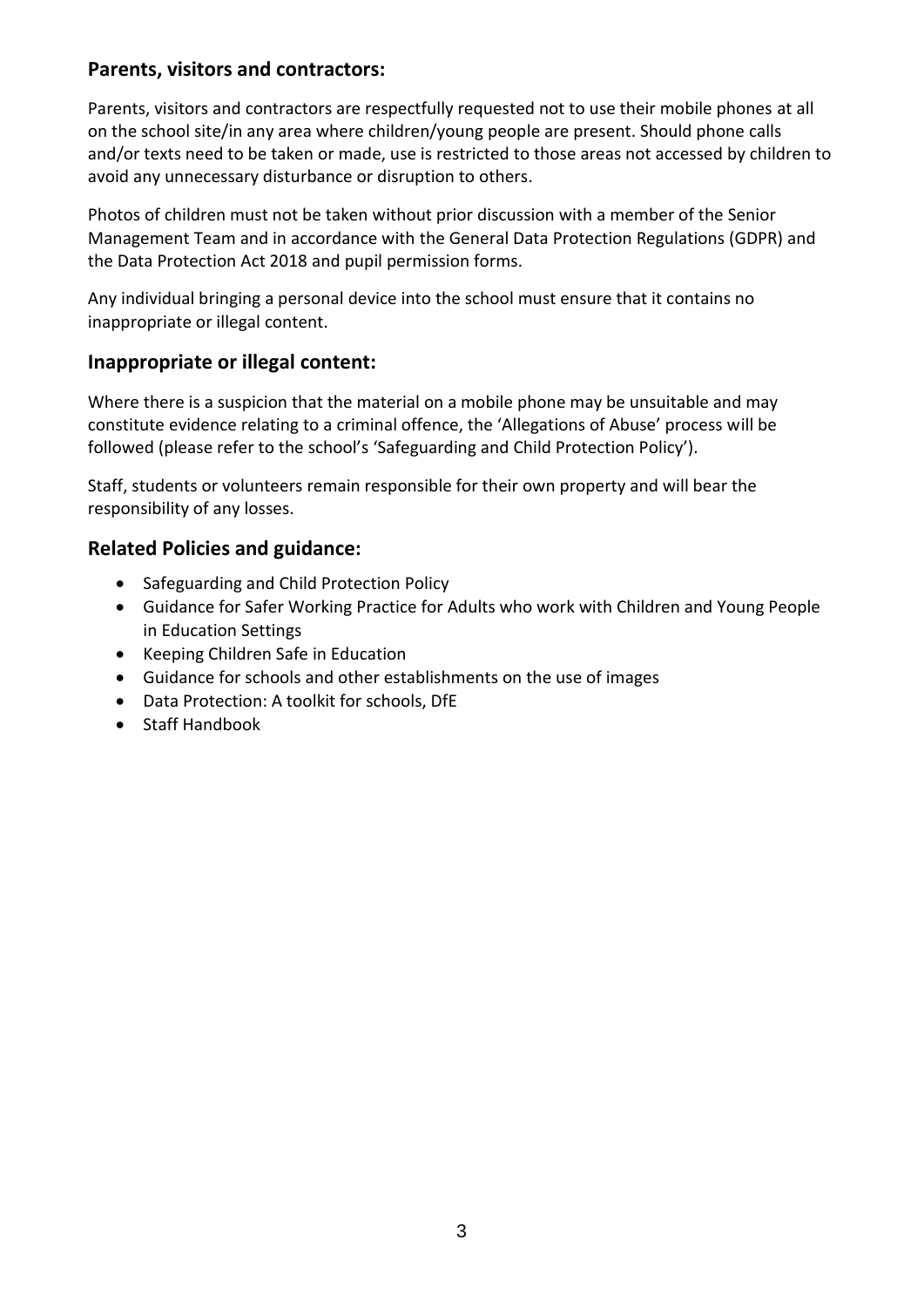## Parents, visitors and contractors:

Parents, visitors and contractors are respectfully requested not to use their mobile phones at all on the school site/in any area where children/young people are present. Should phone calls and/or texts need to be taken or made, use is restricted to those areas not accessed by children to avoid any unnecessary disturbance or disruption to others.

Photos of children must not be taken without prior discussion with a member of the Senior Management Team and in accordance with the General Data Protection Regulations (GDPR) and the Data Protection Act 2018 and pupil permission forms.

Any individual bringing a personal device into the school must ensure that it contains no inappropriate or illegal content.

## Inappropriate or illegal content:

Where there is a suspicion that the material on a mobile phone may be unsuitable and may constitute evidence relating to a criminal offence, the 'Allegations of Abuse' process will be followed (please refer to the school's 'Safeguarding and Child Protection Policy').

Staff, students or volunteers remain responsible for their own property and will bear the responsibility of any losses.

## Related Policies and guidance:

- Safeguarding and Child Protection Policy
- Guidance for Safer Working Practice for Adults who work with Children and Young People in Education Settings
- Keeping Children Safe in Education
- Guidance for schools and other establishments on the use of images
- Data Protection: A toolkit for schools, DfE
- Staff Handbook